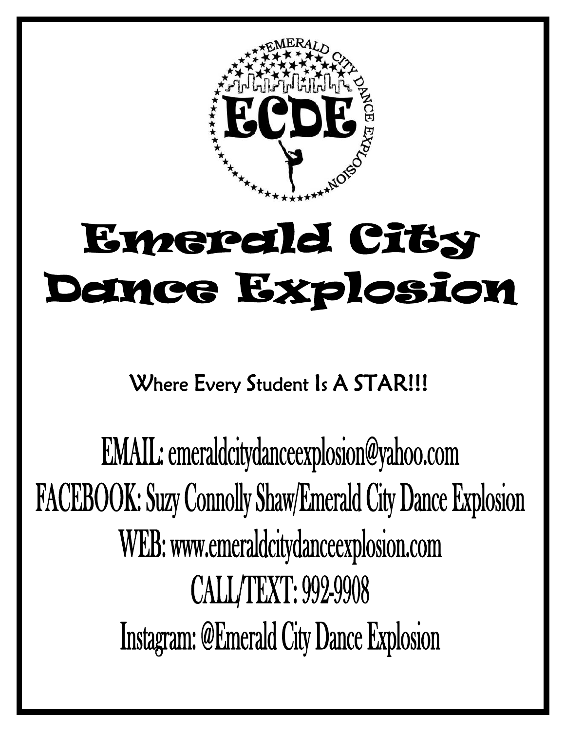# Emerald City Dance Explosion

Where Every Student Is A STAR!!!

EMAIL: emeraldcitydanceexplosion@yahoo.com

FACEBOOK: Suzy Connolly Shaw/Emerald City Dance Explosion

WEB: www.emeraldcitydanceexplosion.com

CALL/TEXT: 992-9908

Instagram: @Emerald City Dance Explosion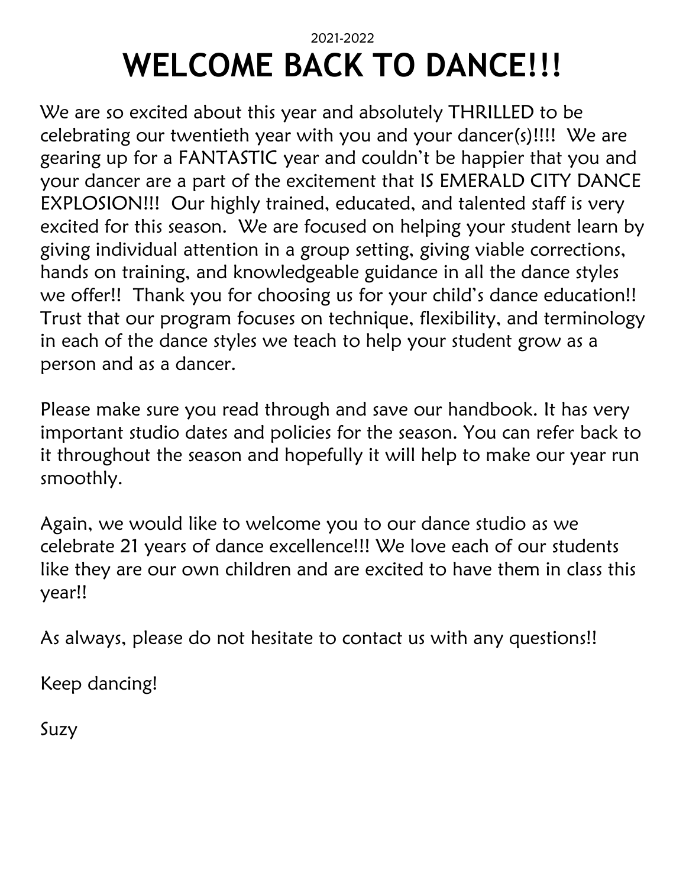2021-2022

# WELCOME BACK TO DANCE!!!

We are so excited about this year and absolutely THRILLED to be celebrating our twentieth year with you and your dancer(s)!!!! We are gearing up for a FANTASTIC year and couldn't be happier that you and your dancer are a part of the excitement that IS EMERALD CITY DANCE EXPLOSION!!! Our highly trained, educated, and talented staff is very excited for this season. We are focused on helping your student learn by giving individual attention in a group setting, giving viable corrections, hands on training, and knowledgeable guidance in all the dance styles we offer!! Thank you for choosing us for your child's dance education!! Trust that our program focuses on technique, flexibility, and terminology in each of the dance styles we teach to help your student grow as a person and as a dancer.

Please make sure you read through and save our handbook. It has very important studio dates and policies for the season. You can refer back to it throughout the season and hopefully it will help to make our year run smoothly.

Again, we would like to welcome you to our dance studio as we celebrate 21 years of dance excellence!!! We love each of our students like they are our own children and are excited to have them in class this year!!

As always, please do not hesitate to contact us with any questions!!

Keep dancing!

Suzy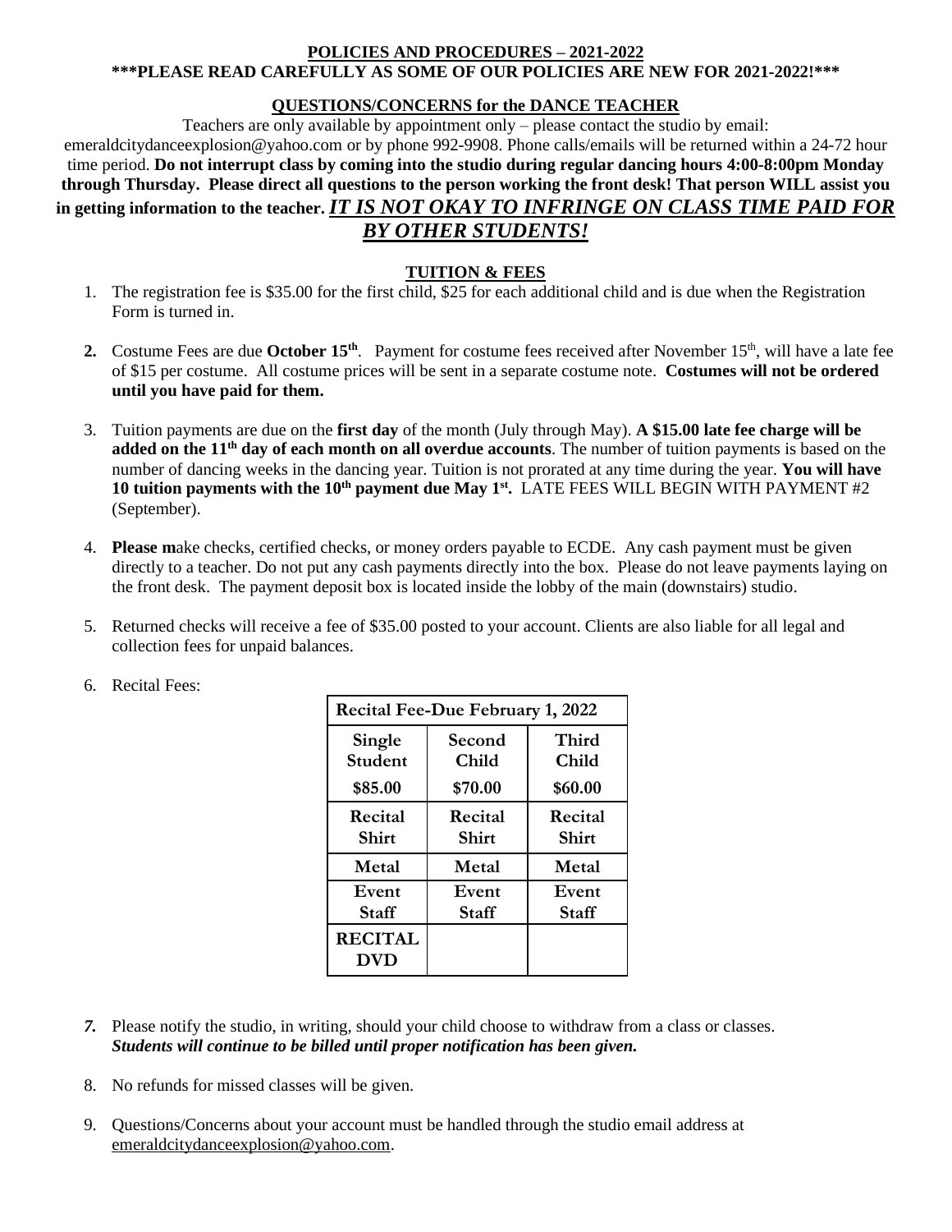**POLICIES AND PROCEDURES – 2021-2022**
**\*\*\*PLEASE READ CAREFULLY AS SOME OF OUR POLICIES ARE NEW FOR 2021-2022!\*\*\***

**QUESTIONS/CONCERNS for the DANCE TEACHER**

Teachers are only available by appointment only – please contact the studio by email: emeraldcitydanceexplosion@yahoo.com or by phone 992-9908. Phone calls/emails will be returned within a 24-72 hour time period. **Do not interrupt class by coming into the studio during regular dancing hours 4:00-8:00pm Monday through Thursday. Please direct all questions to the person working the front desk! That person WILL assist you in getting information to the teacher.** ***IT IS NOT OKAY TO INFRINGE ON CLASS TIME PAID FOR BY OTHER STUDENTS!***

**TUITION & FEES**

1. The registration fee is $35.00 for the first child, $25 for each additional child and is due when the Registration Form is turned in.

2. Costume Fees are due **October 15th**. Payment for costume fees received after November 15th, will have a late fee of $15 per costume. All costume prices will be sent in a separate costume note. **Costumes will not be ordered until you have paid for them.**

3. Tuition payments are due on the **first day** of the month (July through May). **A $15.00 late fee charge will be added on the 11th day of each month on all overdue accounts**. The number of tuition payments is based on the number of dancing weeks in the dancing year. Tuition is not prorated at any time during the year. **You will have 10 tuition payments with the 10th payment due May 1st.** LATE FEES WILL BEGIN WITH PAYMENT #2 (September).

4. **Please m**ake checks, certified checks, or money orders payable to ECDE. Any cash payment must be given directly to a teacher. Do not put any cash payments directly into the box. Please do not leave payments laying on the front desk. The payment deposit box is located inside the lobby of the main (downstairs) studio.

5. Returned checks will receive a fee of $35.00 posted to your account. Clients are also liable for all legal and collection fees for unpaid balances.

6. Recital Fees:

| Recital Fee-Due February 1, 2022 | | |
|---|---|---|
| Single Student $85.00 | Second Child $70.00 | Third Child $60.00 |
| Recital Shirt | Recital Shirt | Recital Shirt |
| Metal | Metal | Metal |
| Event Staff | Event Staff | Event Staff |
| RECITAL DVD | | |

7. Please notify the studio, in writing, should your child choose to withdraw from a class or classes. ***Students will continue to be billed until proper notification has been given.***

8. No refunds for missed classes will be given.

9. Questions/Concerns about your account must be handled through the studio email address at emeraldcitydanceexplosion@yahoo.com.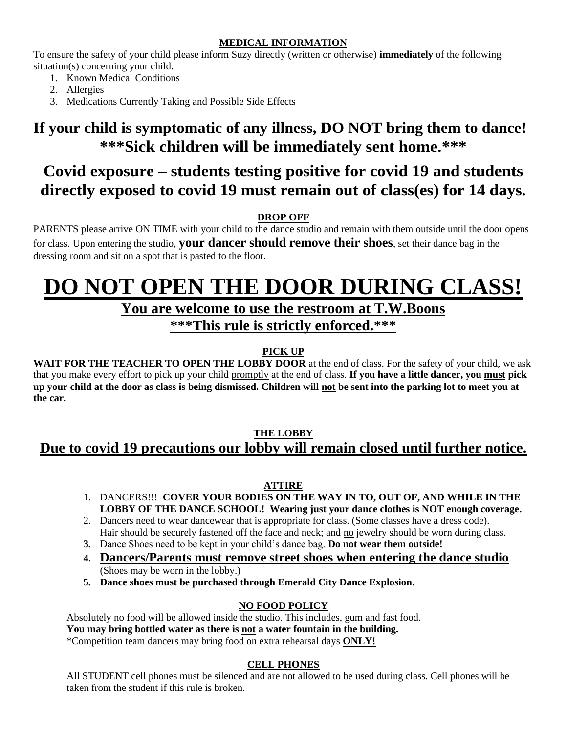### MEDICAL INFORMATION

To ensure the safety of your child please inform Suzy directly (written or otherwise) **immediately** of the following situation(s) concerning your child.

1. Known Medical Conditions
2. Allergies
3. Medications Currently Taking and Possible Side Effects

## If your child is symptomatic of any illness, DO NOT bring them to dance! ***Sick children will be immediately sent home.***

## Covid exposure – students testing positive for covid 19 and students directly exposed to covid 19 must remain out of class(es) for 14 days.

### DROP OFF

PARENTS please arrive ON TIME with your child to the dance studio and remain with them outside until the door opens for class. Upon entering the studio, **your dancer should remove their shoes**, set their dance bag in the dressing room and sit on a spot that is pasted to the floor.

# DO NOT OPEN THE DOOR DURING CLASS!

### You are welcome to use the restroom at T.W.Boons

### ***This rule is strictly enforced.***

### PICK UP

**WAIT FOR THE TEACHER TO OPEN THE LOBBY DOOR** at the end of class. For the safety of your child, we ask that you make every effort to pick up your child promptly at the end of class. **If you have a little dancer, you must pick up your child at the door as class is being dismissed. Children will not be sent into the parking lot to meet you at the car.**

### THE LOBBY

## Due to covid 19 precautions our lobby will remain closed until further notice.

### ATTIRE

1. DANCERS!!! **COVER YOUR BODIES ON THE WAY IN TO, OUT OF, AND WHILE IN THE LOBBY OF THE DANCE SCHOOL! Wearing just your dance clothes is NOT enough coverage.**
2. Dancers need to wear dancewear that is appropriate for class. (Some classes have a dress code). Hair should be securely fastened off the face and neck; and no jewelry should be worn during class.
3. Dance Shoes need to be kept in your child's dance bag. **Do not wear them outside!**
4. **Dancers/Parents must remove street shoes when entering the dance studio**. (Shoes may be worn in the lobby.)
5. **Dance shoes must be purchased through Emerald City Dance Explosion.**

### NO FOOD POLICY

Absolutely no food will be allowed inside the studio. This includes, gum and fast food.
**You may bring bottled water as there is not a water fountain in the building.**
*Competition team dancers may bring food on extra rehearsal days **ONLY!**

### CELL PHONES

All STUDENT cell phones must be silenced and are not allowed to be used during class. Cell phones will be taken from the student if this rule is broken.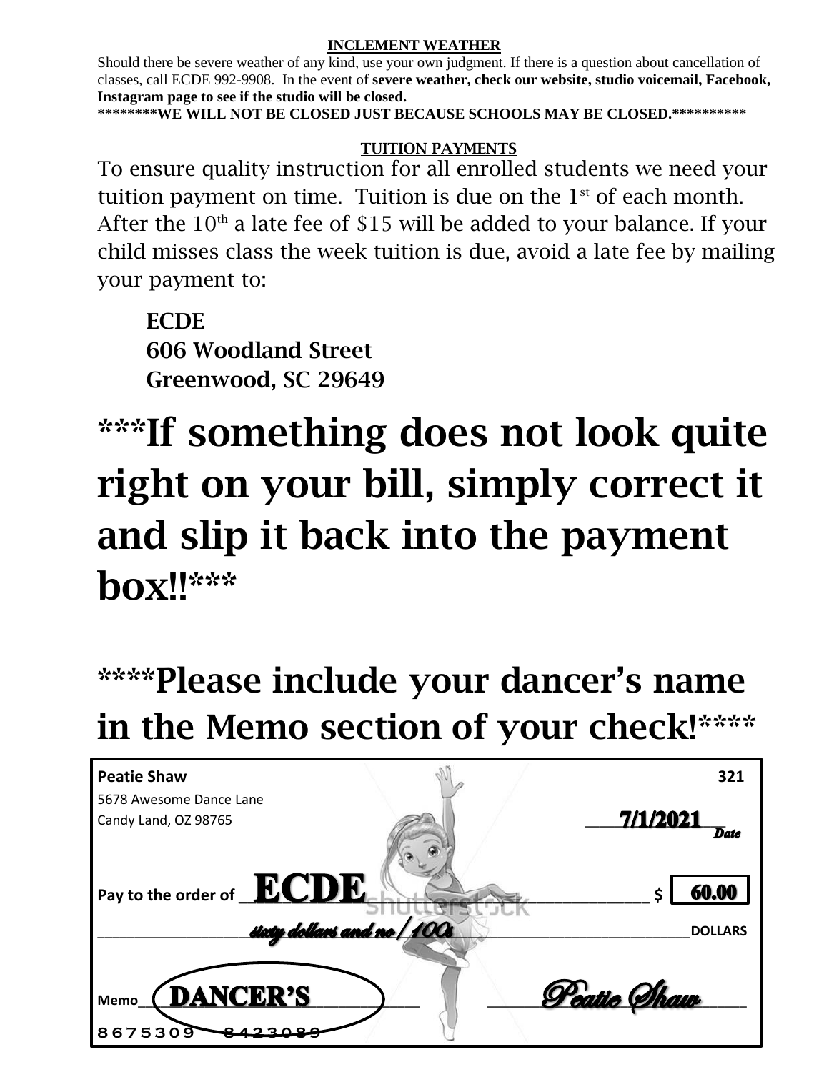**INCLEMENT WEATHER**

Should there be severe weather of any kind, use your own judgment. If there is a question about cancellation of classes, call ECDE 992-9908. In the event of **severe weather, check our website, studio voicemail, Facebook, Instagram page to see if the studio will be closed.**

**********WE WILL NOT BE CLOSED JUST BECAUSE SCHOOLS MAY BE CLOSED.************

**TUITION PAYMENTS**

To ensure quality instruction for all enrolled students we need your tuition payment on time. Tuition is due on the 1st of each month. After the 10th a late fee of $15 will be added to your balance. If your child misses class the week tuition is due, avoid a late fee by mailing your payment to:

> **ECDE**
> **606 Woodland Street**
> **Greenwood, SC 29649**

# ***If something does not look quite right on your bill, simply correct it and slip it back into the payment box!!***

# ****Please include your dancer's name in the Memo section of your check!****

**Peatie Shaw** 321
5678 Awesome Dance Lane
Candy Land, OZ 98765

7/1/2021
Date

**Pay to the order of** ECDE $ 60.00

sixty dollars and no/100s DOLLARS

**Memo** DANCER'S Peatie Shaw

8675309 8423089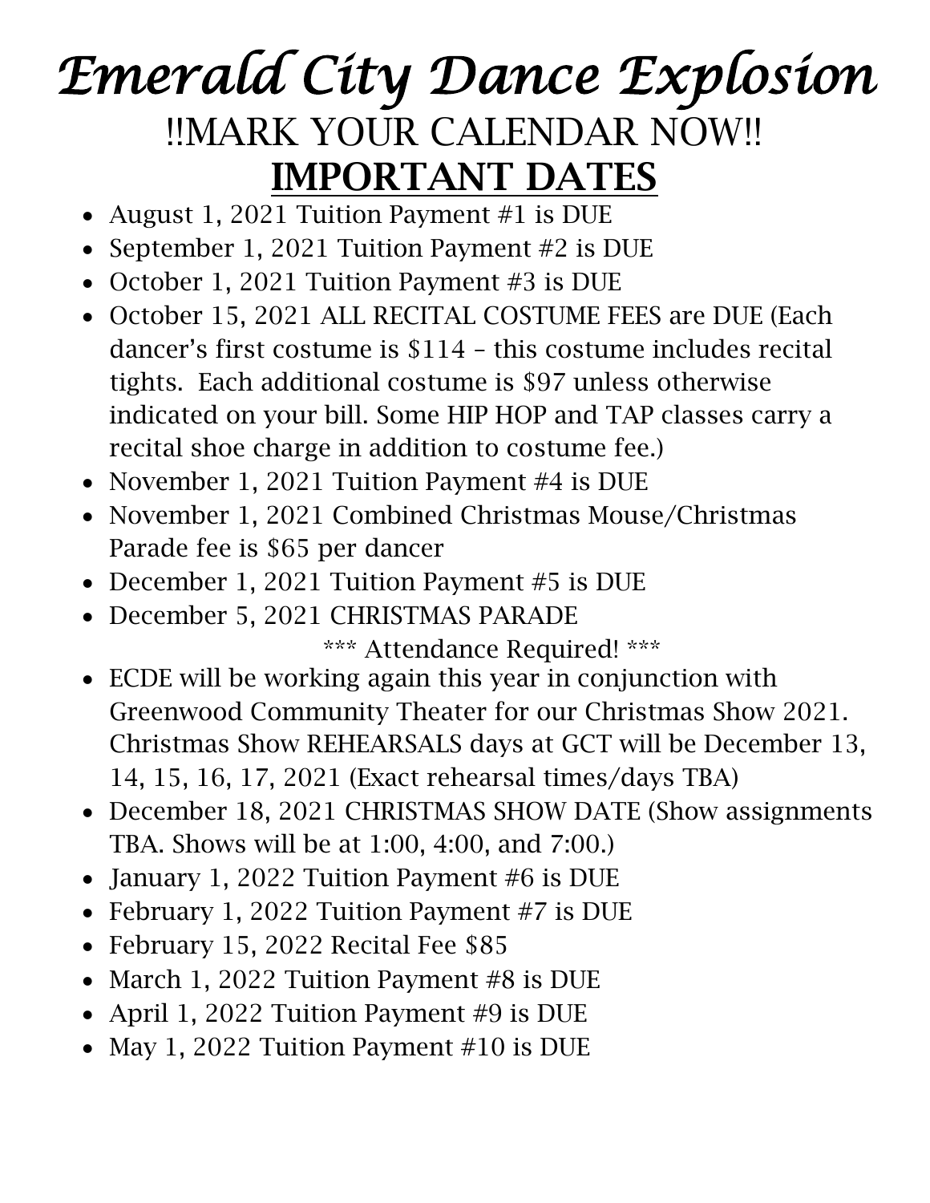# *Emerald City Dance Explosion*

## !!MARK YOUR CALENDAR NOW!!

## **IMPORTANT DATES**

- August 1, 2021 Tuition Payment #1 is DUE
- September 1, 2021 Tuition Payment #2 is DUE
- October 1, 2021 Tuition Payment #3 is DUE
- October 15, 2021 ALL RECITAL COSTUME FEES are DUE (Each dancer's first costume is $114 – this costume includes recital tights. Each additional costume is $97 unless otherwise indicated on your bill. Some HIP HOP and TAP classes carry a recital shoe charge in addition to costume fee.)
- November 1, 2021 Tuition Payment #4 is DUE
- November 1, 2021 Combined Christmas Mouse/Christmas Parade fee is $65 per dancer
- December 1, 2021 Tuition Payment #5 is DUE
- December 5, 2021 CHRISTMAS PARADE

  *** Attendance Required! ***
- ECDE will be working again this year in conjunction with Greenwood Community Theater for our Christmas Show 2021. Christmas Show REHEARSALS days at GCT will be December 13, 14, 15, 16, 17, 2021 (Exact rehearsal times/days TBA)
- December 18, 2021 CHRISTMAS SHOW DATE (Show assignments TBA. Shows will be at 1:00, 4:00, and 7:00.)
- January 1, 2022 Tuition Payment #6 is DUE
- February 1, 2022 Tuition Payment #7 is DUE
- February 15, 2022 Recital Fee $85
- March 1, 2022 Tuition Payment #8 is DUE
- April 1, 2022 Tuition Payment #9 is DUE
- May 1, 2022 Tuition Payment #10 is DUE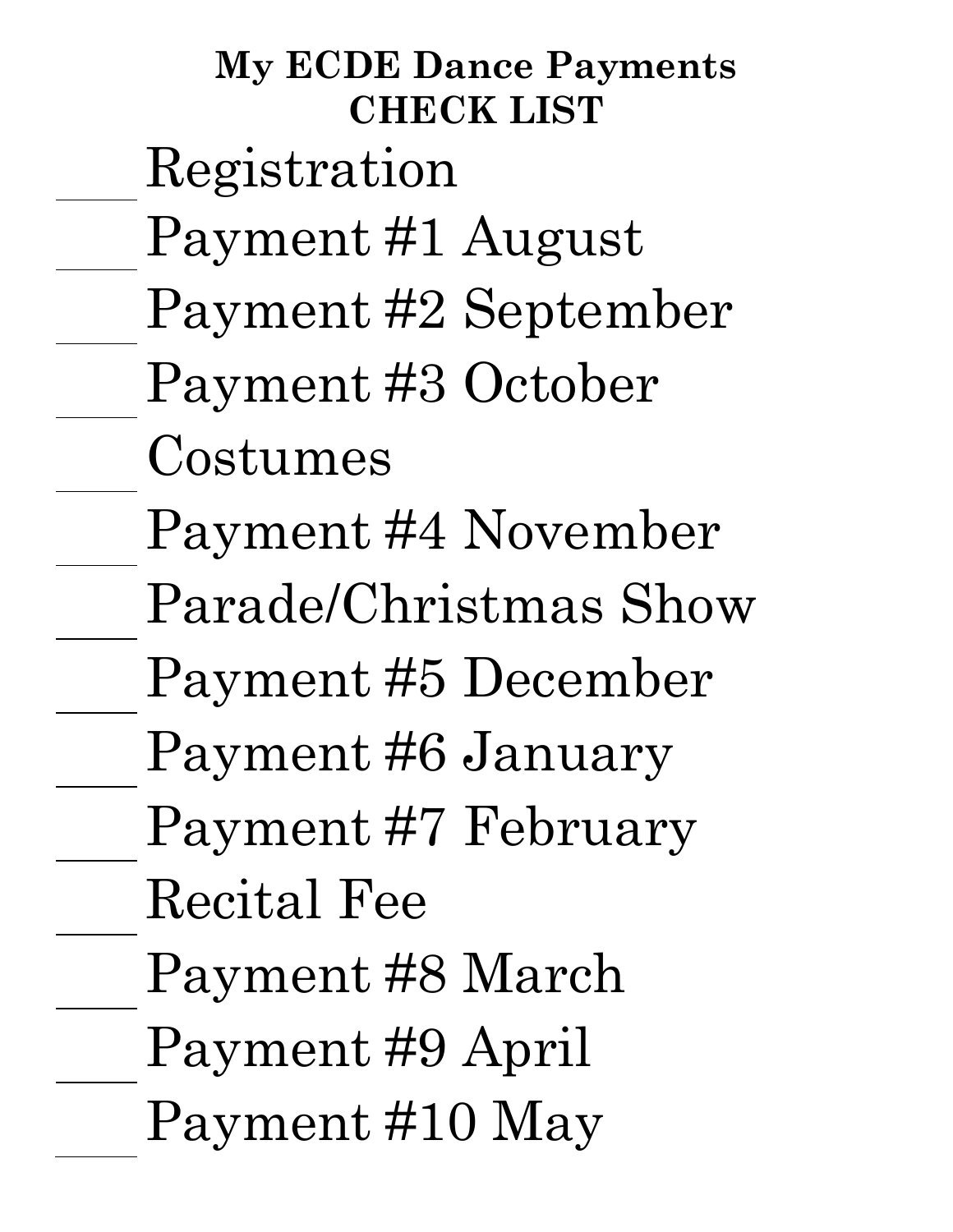**My ECDE Dance Payments**
**CHECK LIST**

- \_\_\_ Registration
- \_\_\_ Payment #1 August
- \_\_\_ Payment #2 September
- \_\_\_ Payment #3 October
- \_\_\_ Costumes
- \_\_\_ Payment #4 November
- \_\_\_ Parade/Christmas Show
- \_\_\_ Payment #5 December
- \_\_\_ Payment #6 January
- \_\_\_ Payment #7 February
- \_\_\_ Recital Fee
- \_\_\_ Payment #8 March
- \_\_\_ Payment #9 April
- \_\_\_ Payment #10 May